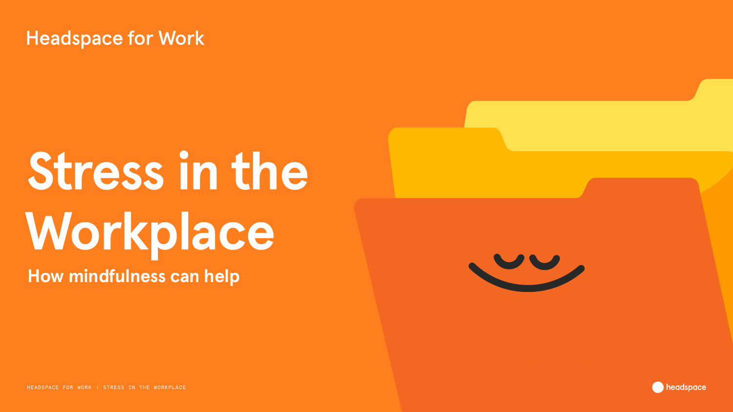Headspace for Work

# Stress in the Workplace

## How mindfulness can help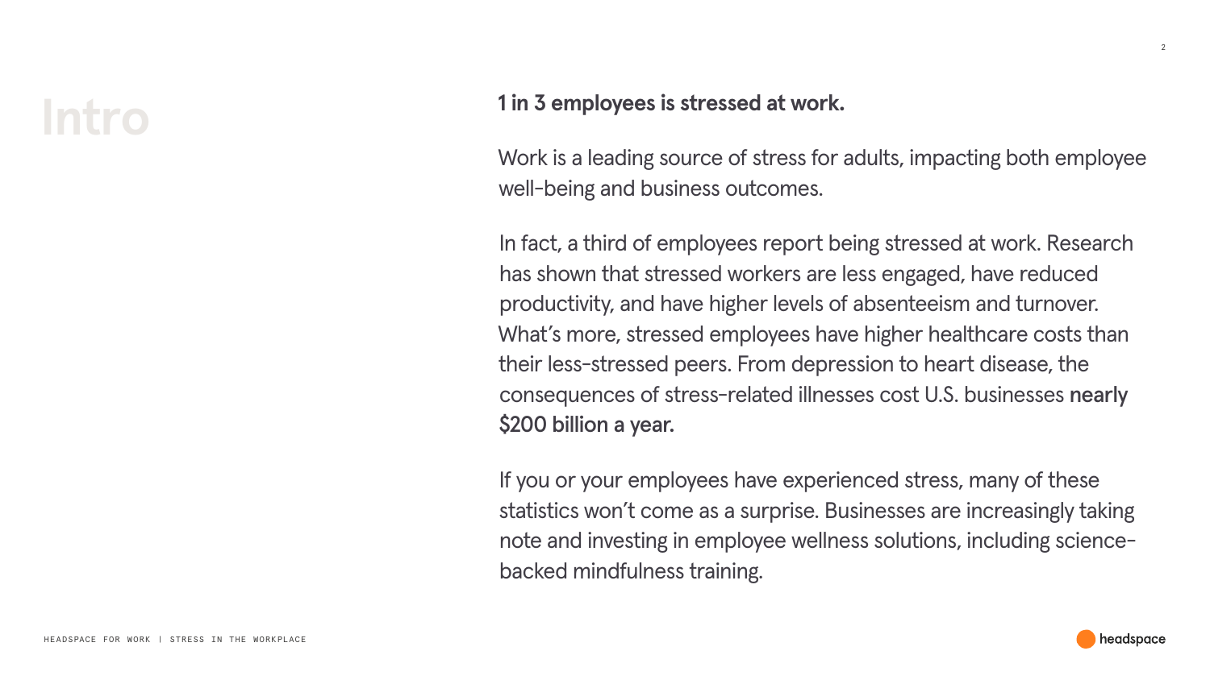# Intro

**1 in 3 employees is stressed at work.**

Work is a leading source of stress for adults, impacting both employee well-being and business outcomes.

In fact, a third of employees report being stressed at work. Research has shown that stressed workers are less engaged, have reduced productivity, and have higher levels of absenteeism and turnover. What's more, stressed employees have higher healthcare costs than their less-stressed peers. From depression to heart disease, the consequences of stress-related illnesses cost U.S. businesses **nearly $200 billion a year.**

If you or your employees have experienced stress, many of these statistics won't come as a surprise. Businesses are increasingly taking note and investing in employee wellness solutions, including science-backed mindfulness training.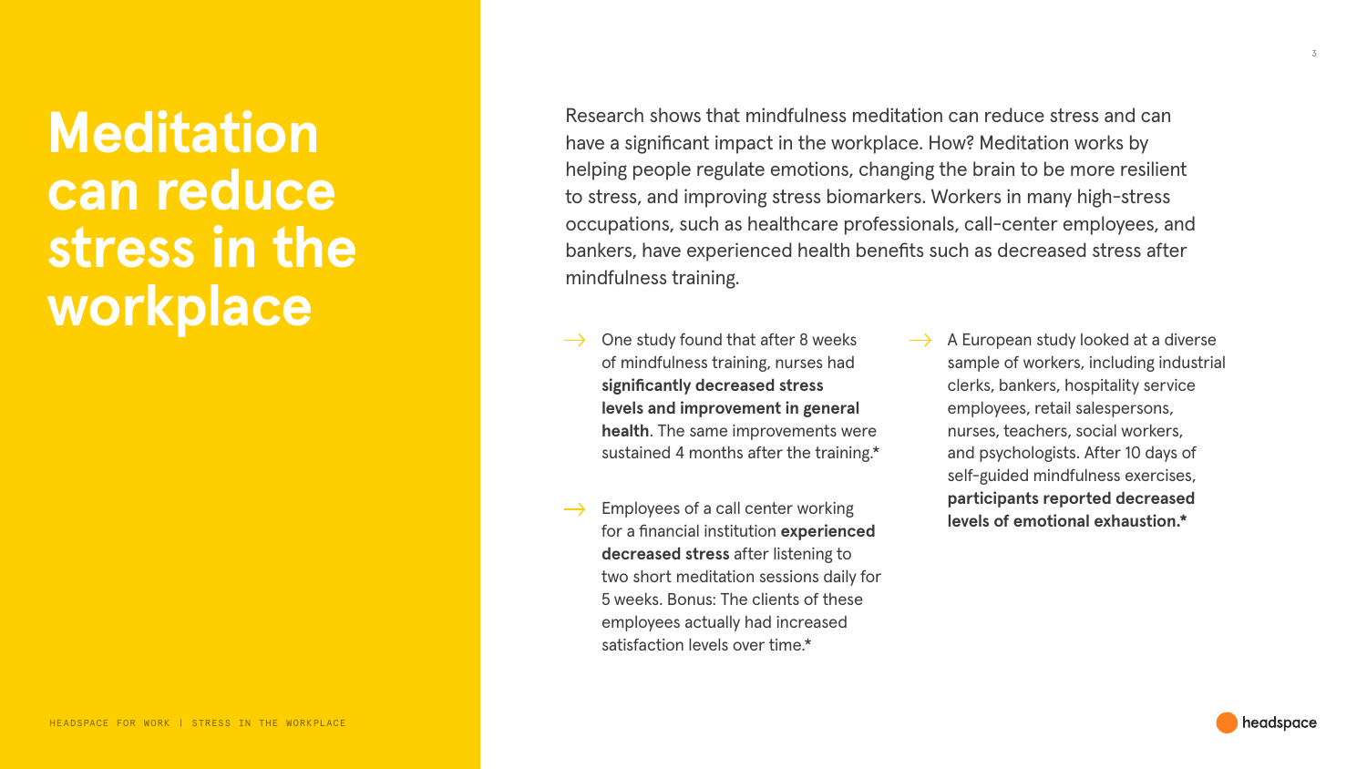# Meditation can reduce stress in the workplace

Research shows that mindfulness meditation can reduce stress and can have a significant impact in the workplace. How? Meditation works by helping people regulate emotions, changing the brain to be more resilient to stress, and improving stress biomarkers. Workers in many high-stress occupations, such as healthcare professionals, call-center employees, and bankers, have experienced health benefits such as decreased stress after mindfulness training.

- One study found that after 8 weeks of mindfulness training, nurses had **significantly decreased stress levels and improvement in general health**. The same improvements were sustained 4 months after the training.*

- Employees of a call center working for a financial institution **experienced decreased stress** after listening to two short meditation sessions daily for 5 weeks. Bonus: The clients of these employees actually had increased satisfaction levels over time.*

- A European study looked at a diverse sample of workers, including industrial clerks, bankers, hospitality service employees, retail salespersons, nurses, teachers, social workers, and psychologists. After 10 days of self-guided mindfulness exercises, **participants reported decreased levels of emotional exhaustion.***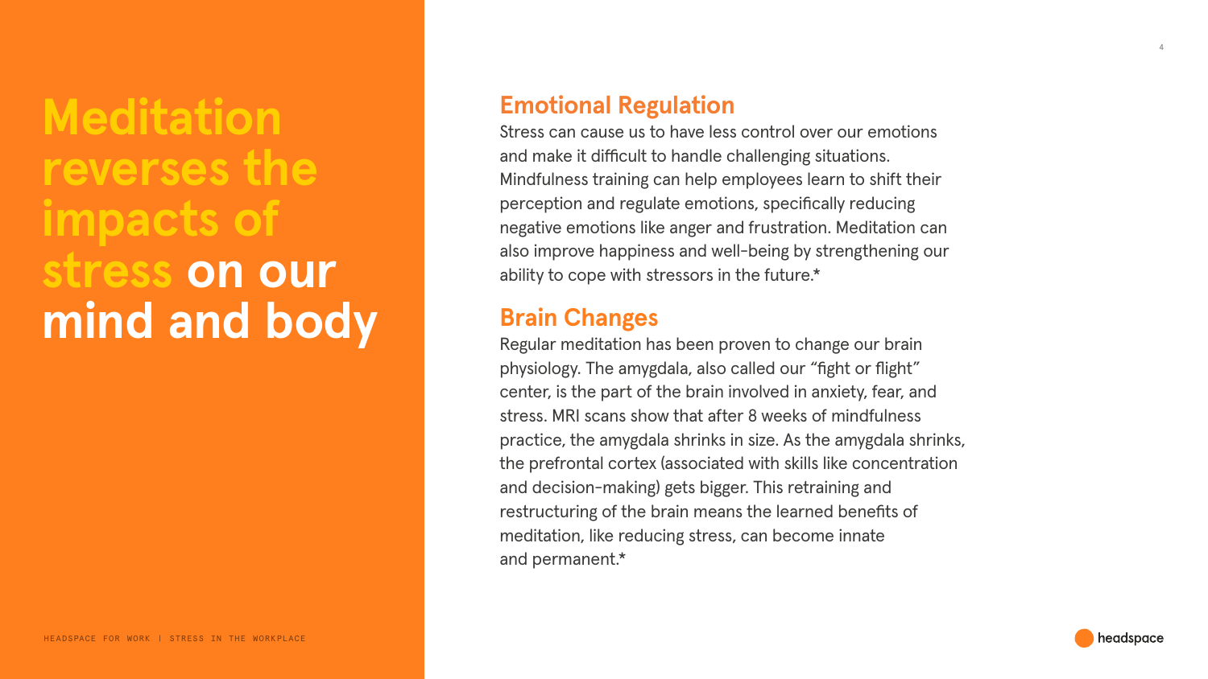# Meditation reverses the impacts of stress on our mind and body

## Emotional Regulation

Stress can cause us to have less control over our emotions and make it difficult to handle challenging situations. Mindfulness training can help employees learn to shift their perception and regulate emotions, specifically reducing negative emotions like anger and frustration. Meditation can also improve happiness and well-being by strengthening our ability to cope with stressors in the future.*

## Brain Changes

Regular meditation has been proven to change our brain physiology. The amygdala, also called our "fight or flight" center, is the part of the brain involved in anxiety, fear, and stress. MRI scans show that after 8 weeks of mindfulness practice, the amygdala shrinks in size. As the amygdala shrinks, the prefrontal cortex (associated with skills like concentration and decision-making) gets bigger. This retraining and restructuring of the brain means the learned benefits of meditation, like reducing stress, can become innate and permanent.*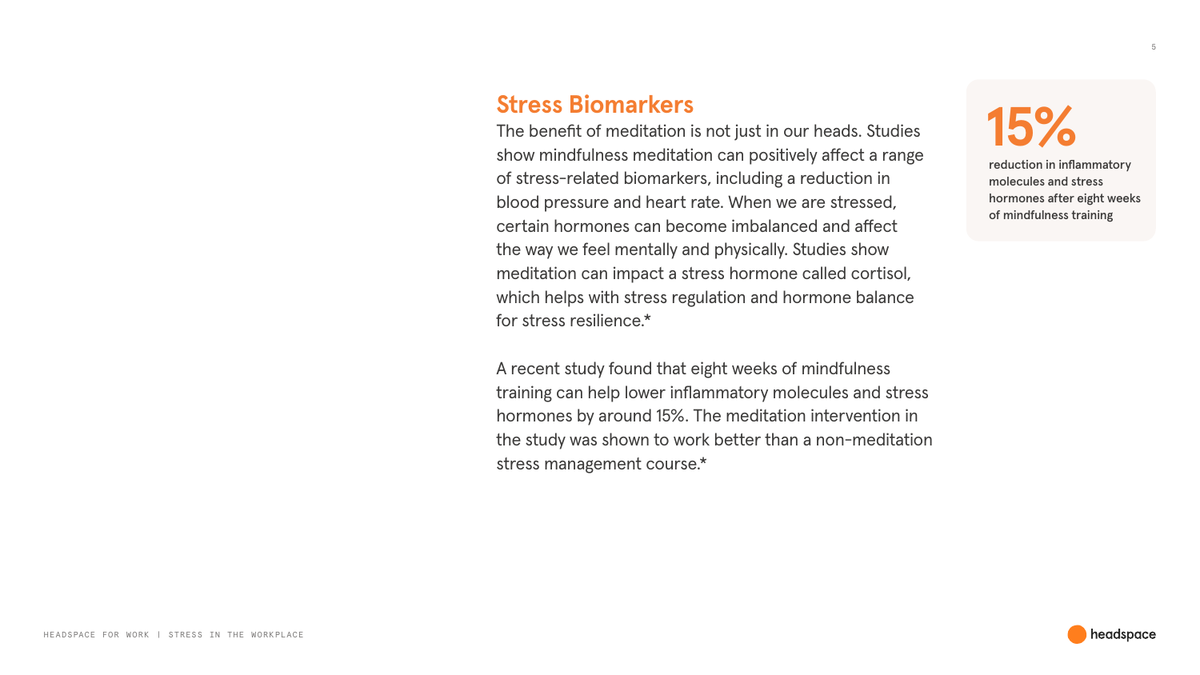## Stress Biomarkers

The benefit of meditation is not just in our heads. Studies show mindfulness meditation can positively affect a range of stress-related biomarkers, including a reduction in blood pressure and heart rate. When we are stressed, certain hormones can become imbalanced and affect the way we feel mentally and physically. Studies show meditation can impact a stress hormone called cortisol, which helps with stress regulation and hormone balance for stress resilience.*

A recent study found that eight weeks of mindfulness training can help lower inflammatory molecules and stress hormones by around 15%. The meditation intervention in the study was shown to work better than a non-meditation stress management course.*

**15%**

**reduction in inflammatory molecules and stress hormones after eight weeks of mindfulness training**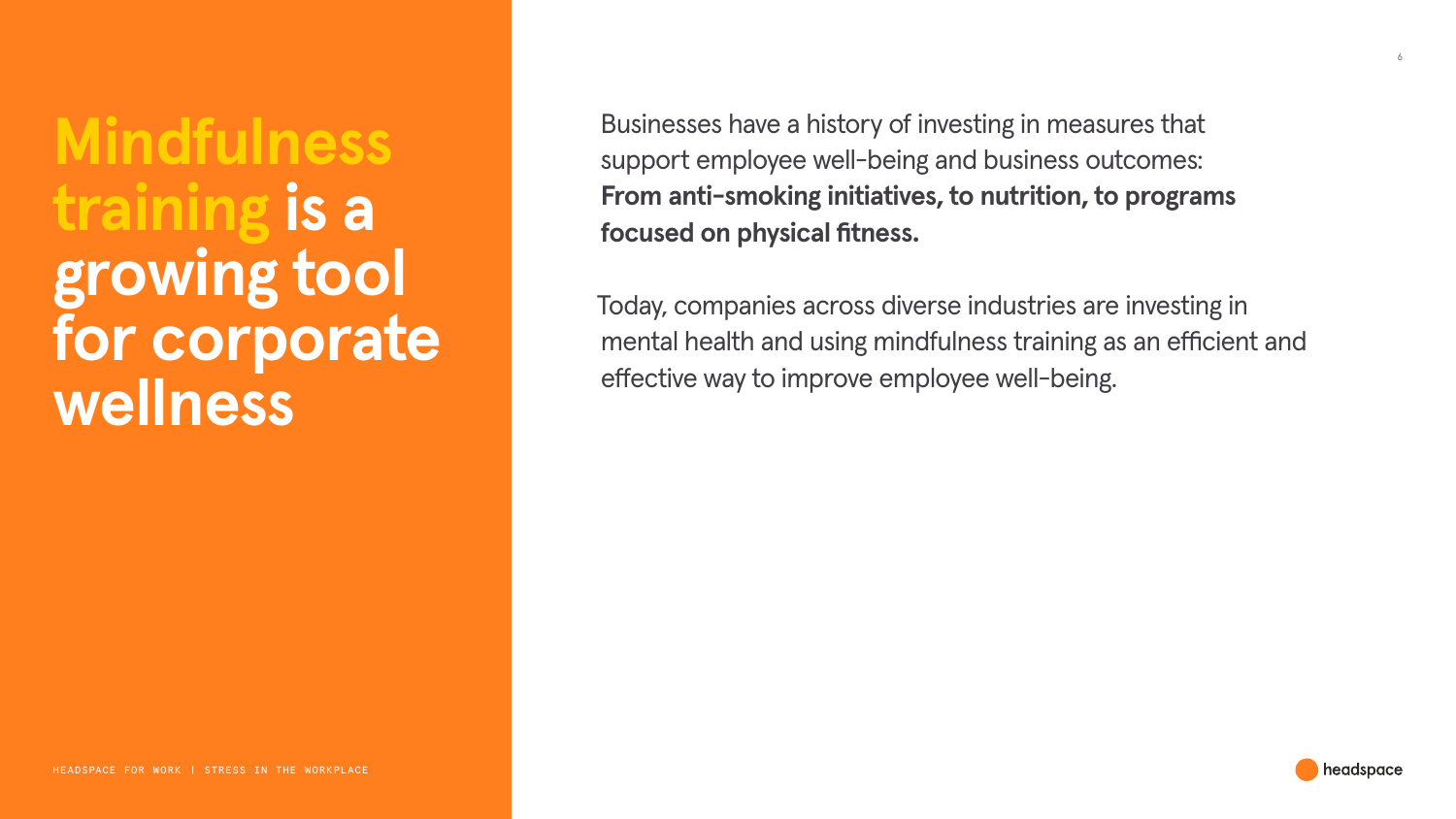# Mindfulness training is a growing tool for corporate wellness

Businesses have a history of investing in measures that support employee well-being and business outcomes: **From anti-smoking initiatives, to nutrition, to programs focused on physical fitness.**

Today, companies across diverse industries are investing in mental health and using mindfulness training as an efficient and effective way to improve employee well-being.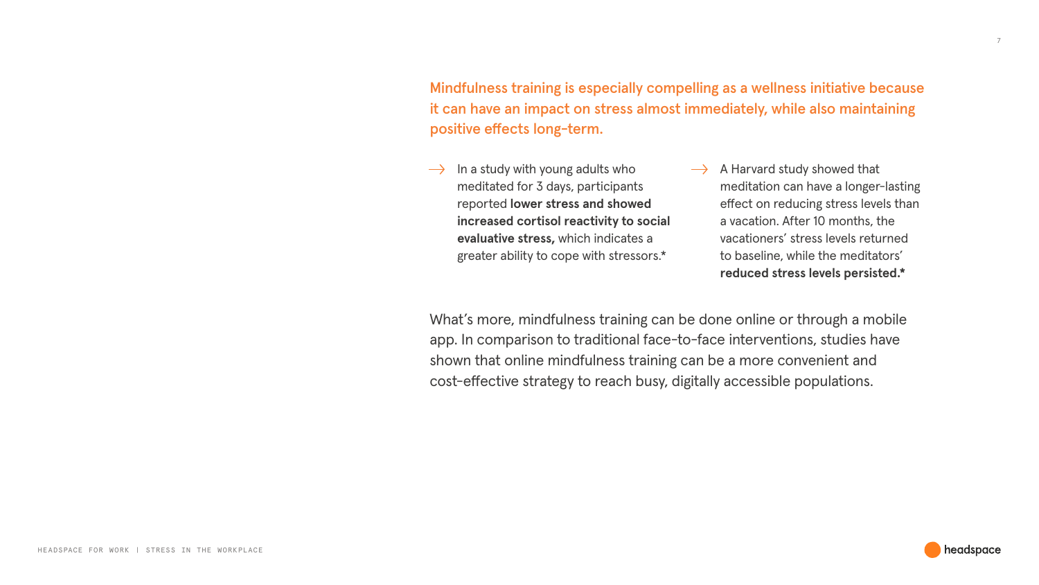**Mindfulness training is especially compelling as a wellness initiative because it can have an impact on stress almost immediately, while also maintaining positive effects long-term.**

- In a study with young adults who meditated for 3 days, participants reported **lower stress and showed increased cortisol reactivity to social evaluative stress,** which indicates a greater ability to cope with stressors.*
- A Harvard study showed that meditation can have a longer-lasting effect on reducing stress levels than a vacation. After 10 months, the vacationers' stress levels returned to baseline, while the meditators' **reduced stress levels persisted.***

What's more, mindfulness training can be done online or through a mobile app. In comparison to traditional face-to-face interventions, studies have shown that online mindfulness training can be a more convenient and cost-effective strategy to reach busy, digitally accessible populations.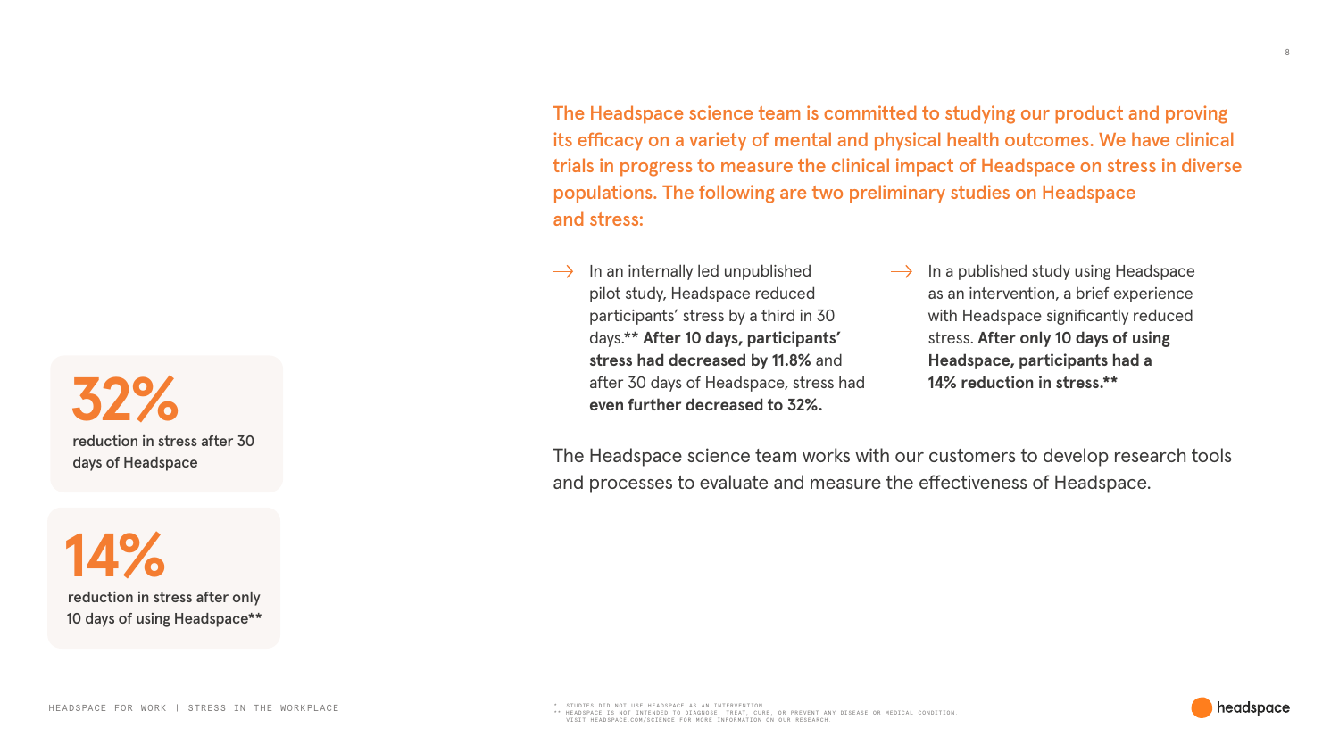The Headspace science team is committed to studying our product and proving its efficacy on a variety of mental and physical health outcomes. We have clinical trials in progress to measure the clinical impact of Headspace on stress in diverse populations. The following are two preliminary studies on Headspace and stress:

- In an internally led unpublished pilot study, Headspace reduced participants' stress by a third in 30 days.** **After 10 days, participants' stress had decreased by 11.8%** and after 30 days of Headspace, stress had **even further decreased to 32%.**
- In a published study using Headspace as an intervention, a brief experience with Headspace significantly reduced stress. **After only 10 days of using Headspace, participants had a 14% reduction in stress.****

The Headspace science team works with our customers to develop research tools and processes to evaluate and measure the effectiveness of Headspace.

**32%**

reduction in stress after 30 days of Headspace

**14%**

reduction in stress after only 10 days of using Headspace**

\* STUDIES DID NOT USE HEADSPACE AS AN INTERVENTION
** HEADSPACE IS NOT INTENDED TO DIAGNOSE, TREAT, CURE, OR PREVENT ANY DISEASE OR MEDICAL CONDITION. VISIT HEADSPACE.COM/SCIENCE FOR MORE INFORMATION ON OUR RESEARCH.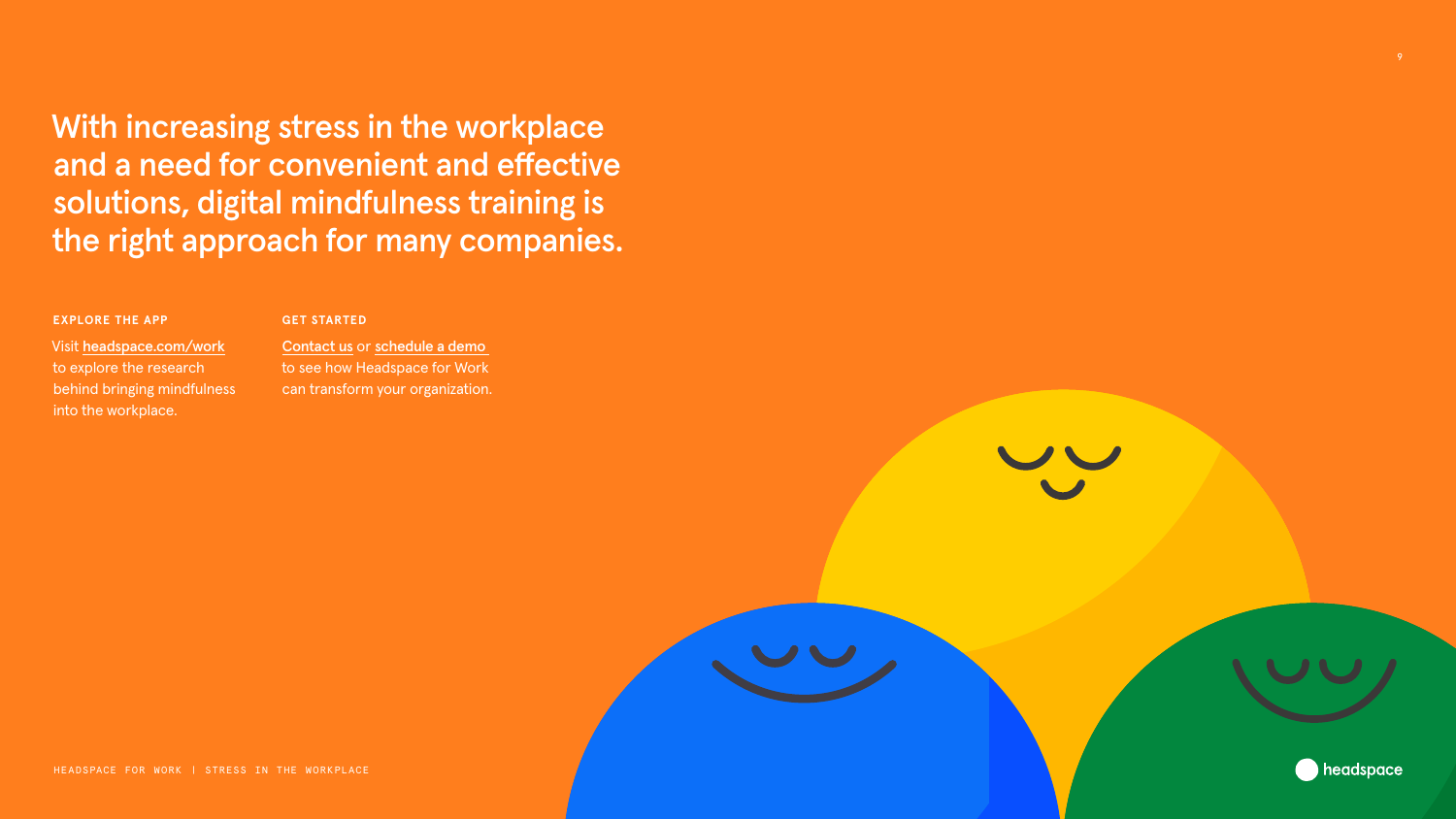# With increasing stress in the workplace and a need for convenient and effective solutions, digital mindfulness training is the right approach for many companies.

**EXPLORE THE APP**

Visit headspace.com/work to explore the research behind bringing mindfulness into the workplace.

**GET STARTED**

Contact us or schedule a demo to see how Headspace for Work can transform your organization.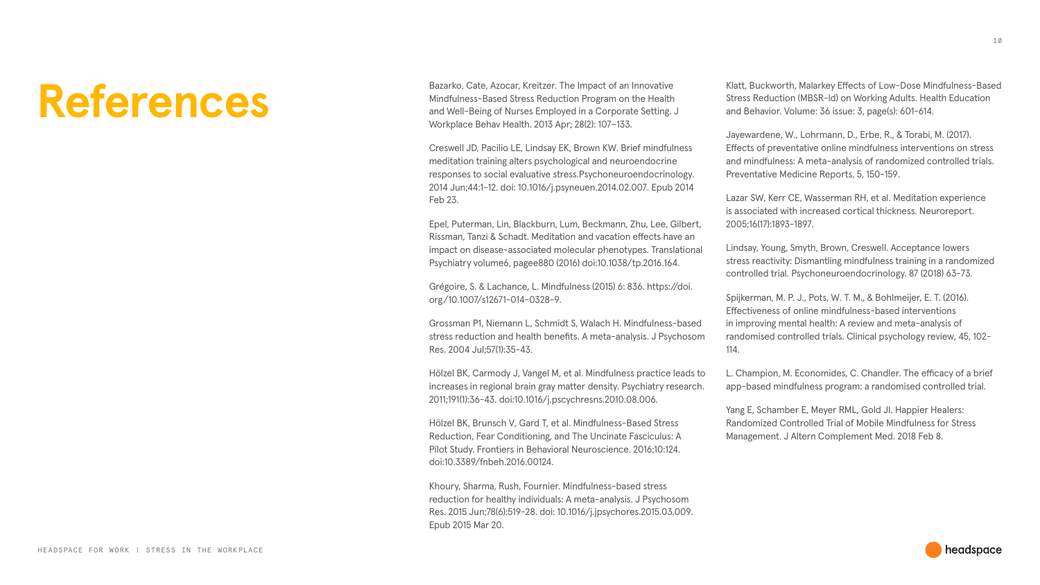# References

Bazarko, Cate, Azocar, Kreitzer. The Impact of an Innovative Mindfulness-Based Stress Reduction Program on the Health and Well-Being of Nurses Employed in a Corporate Setting. J Workplace Behav Health. 2013 Apr; 28(2): 107–133.

Creswell JD, Pacilio LE, Lindsay EK, Brown KW. Brief mindfulness meditation training alters psychological and neuroendocrine responses to social evaluative stress.Psychoneuroendocrinology. 2014 Jun;44:1-12. doi: 10.1016/j.psyneuen.2014.02.007. Epub 2014 Feb 23.

Epel, Puterman, Lin, Blackburn, Lum, Beckmann, Zhu, Lee, Gilbert, Rissman, Tanzi & Schadt. Meditation and vacation effects have an impact on disease-associated molecular phenotypes. Translational Psychiatry volume6, pagee880 (2016) doi:10.1038/tp.2016.164.

Grégoire, S. & Lachance, L. Mindfulness (2015) 6: 836. https://doi.org/10.1007/s12671-014-0328-9.

Grossman P1, Niemann L, Schmidt S, Walach H. Mindfulness-based stress reduction and health benefits. A meta-analysis. J Psychosom Res. 2004 Jul;57(1):35-43.

Hölzel BK, Carmody J, Vangel M, et al. Mindfulness practice leads to increases in regional brain gray matter density. Psychiatry research. 2011;191(1):36-43. doi:10.1016/j.pscychresns.2010.08.006.

Hölzel BK, Brunsch V, Gard T, et al. Mindfulness-Based Stress Reduction, Fear Conditioning, and The Uncinate Fasciculus: A Pilot Study. Frontiers in Behavioral Neuroscience. 2016;10:124. doi:10.3389/fnbeh.2016.00124.

Khoury, Sharma, Rush, Fournier. Mindfulness-based stress reduction for healthy individuals: A meta-analysis. J Psychosom Res. 2015 Jun;78(6):519-28. doi: 10.1016/j.jpsychores.2015.03.009. Epub 2015 Mar 20.

Klatt, Buckworth, Malarkey Effects of Low-Dose Mindfulness-Based Stress Reduction (MBSR-ld) on Working Adults. Health Education and Behavior. Volume: 36 issue: 3, page(s): 601-614.

Jayewardene, W., Lohrmann, D., Erbe, R., & Torabi, M. (2017). Effects of preventative online mindfulness interventions on stress and mindfulness: A meta-analysis of randomized controlled trials. Preventative Medicine Reports, 5, 150-159.

Lazar SW, Kerr CE, Wasserman RH, et al. Meditation experience is associated with increased cortical thickness. Neuroreport. 2005;16(17):1893-1897.

Lindsay, Young, Smyth, Brown, Creswell. Acceptance lowers stress reactivity: Dismantling mindfulness training in a randomized controlled trial. Psychoneuroendocrinology. 87 (2018) 63–73.

Spijkerman, M. P. J., Pots, W. T. M., & Bohlmeijer, E. T. (2016). Effectiveness of online mindfulness-based interventions in improving mental health: A review and meta-analysis of randomised controlled trials. Clinical psychology review, 45, 102-114.

L. Champion, M. Economides, C. Chandler. The efficacy of a brief app-based mindfulness program: a randomised controlled trial.

Yang E, Schamber E, Meyer RML, Gold JI. Happier Healers: Randomized Controlled Trial of Mobile Mindfulness for Stress Management. J Altern Complement Med. 2018 Feb 8.